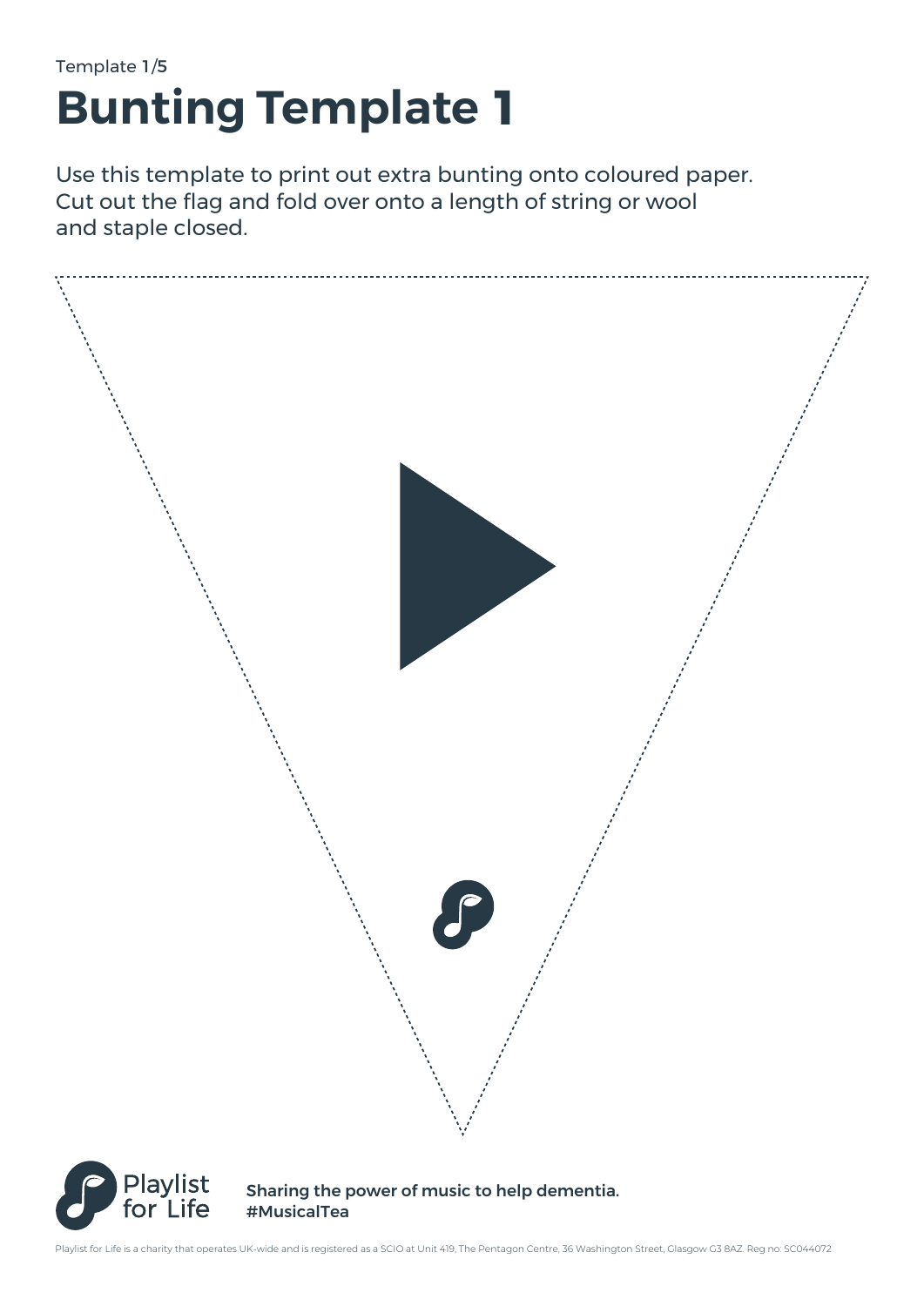Template 1/5

# Bunting Template 1

Use this template to print out extra bunting onto coloured paper.
Cut out the flag and fold over onto a length of string or wool
and staple closed.

Playlist for Life

**Sharing the power of music to help dementia.**
**#MusicalTea**

Playlist for Life is a charity that operates UK-wide and is registered as a SCIO at Unit 419, The Pentagon Centre, 36 Washington Street, Glasgow G3 8AZ. Reg no: SC044072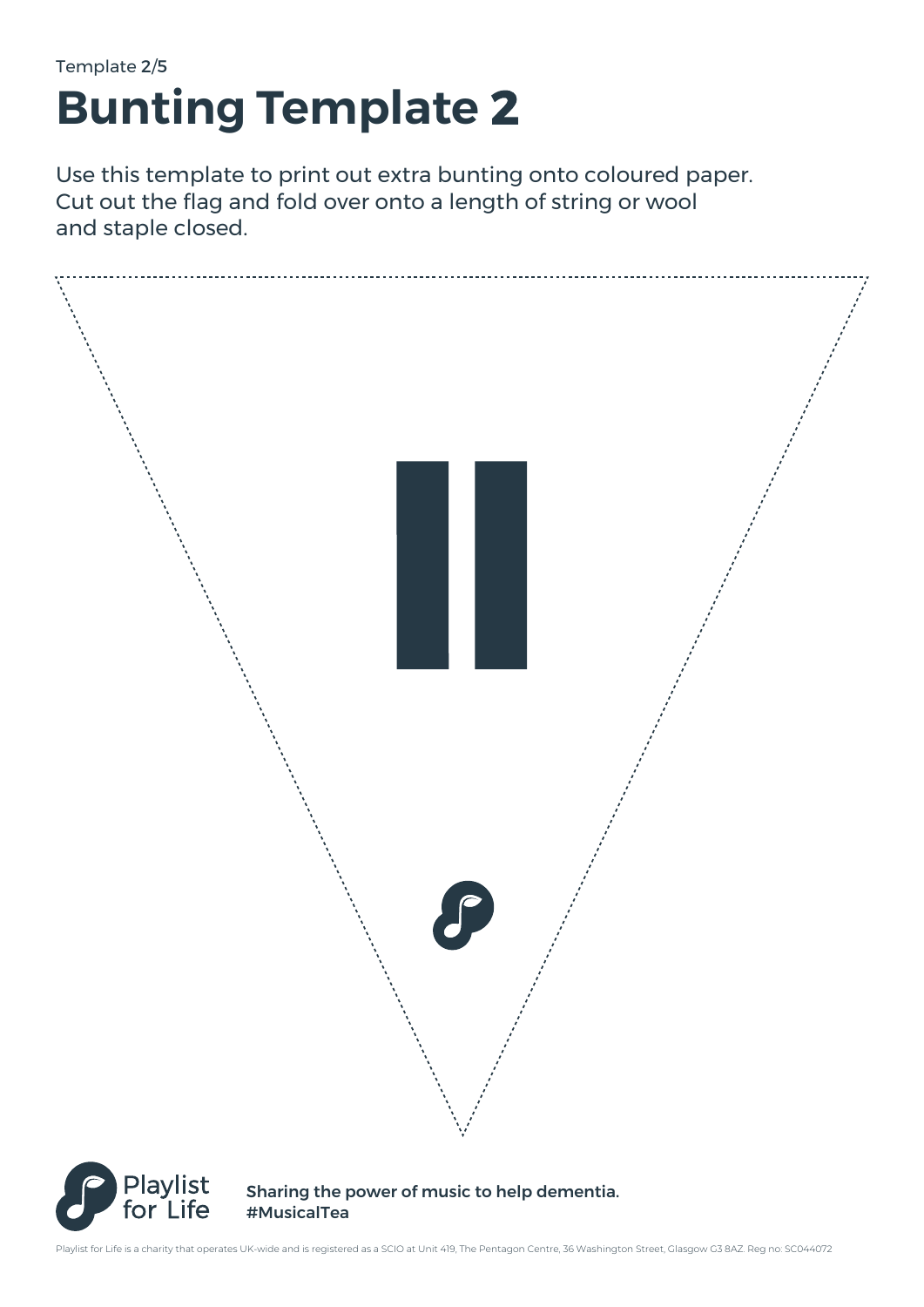Template 2/5

# Bunting Template 2

Use this template to print out extra bunting onto coloured paper.
Cut out the flag and fold over onto a length of string or wool
and staple closed.

Playlist for Life

**Sharing the power of music to help dementia.**
**#MusicalTea**

Playlist for Life is a charity that operates UK-wide and is registered as a SCIO at Unit 419, The Pentagon Centre, 36 Washington Street, Glasgow G3 8AZ. Reg no: SC044072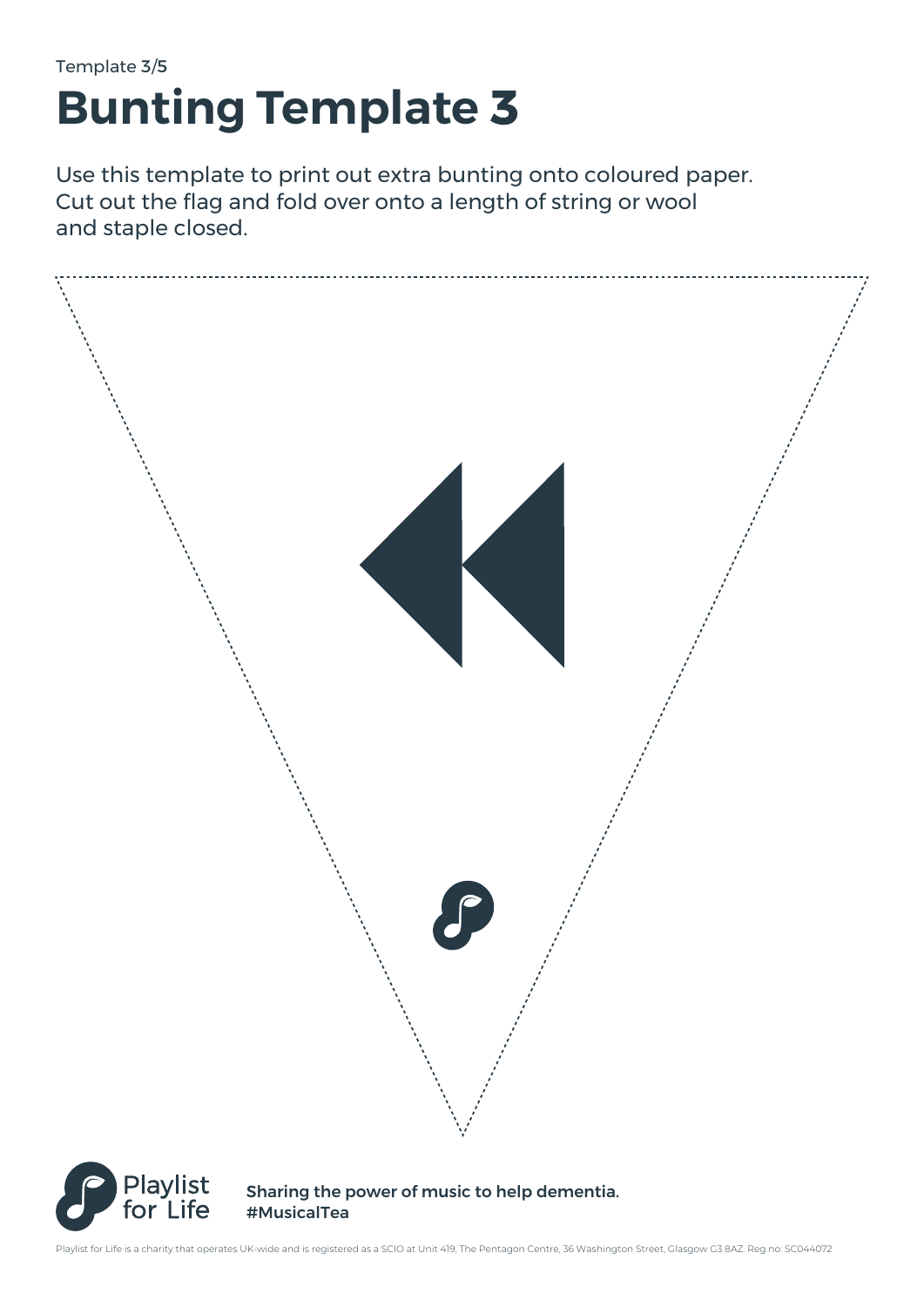Template 3/5

# Bunting Template 3

Use this template to print out extra bunting onto coloured paper. Cut out the flag and fold over onto a length of string or wool and staple closed.

Playlist for Life

**Sharing the power of music to help dementia.**
**#MusicalTea**

Playlist for Life is a charity that operates UK-wide and is registered as a SCIO at Unit 419, The Pentagon Centre, 36 Washington Street, Glasgow G3 8AZ. Reg no: SC044072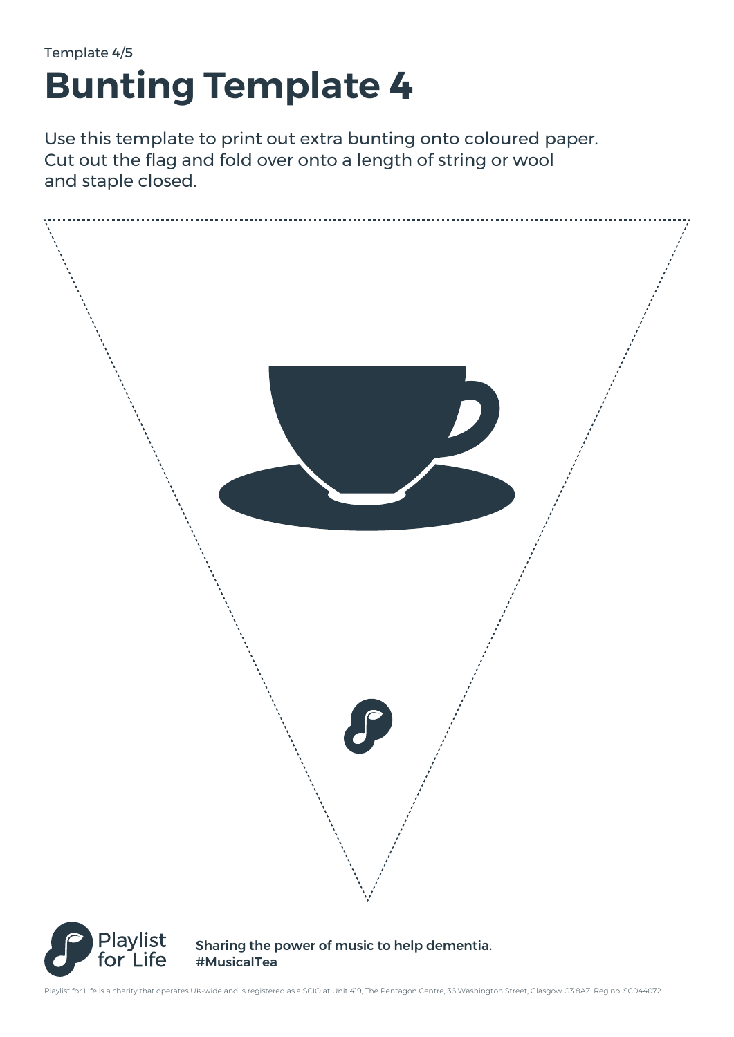Template 4/5

# Bunting Template 4

Use this template to print out extra bunting onto coloured paper.
Cut out the flag and fold over onto a length of string or wool
and staple closed.

Playlist for Life

**Sharing the power of music to help dementia.**
**#MusicalTea**

Playlist for Life is a charity that operates UK-wide and is registered as a SCIO at Unit 419, The Pentagon Centre, 36 Washington Street, Glasgow G3 8AZ. Reg no: SC044072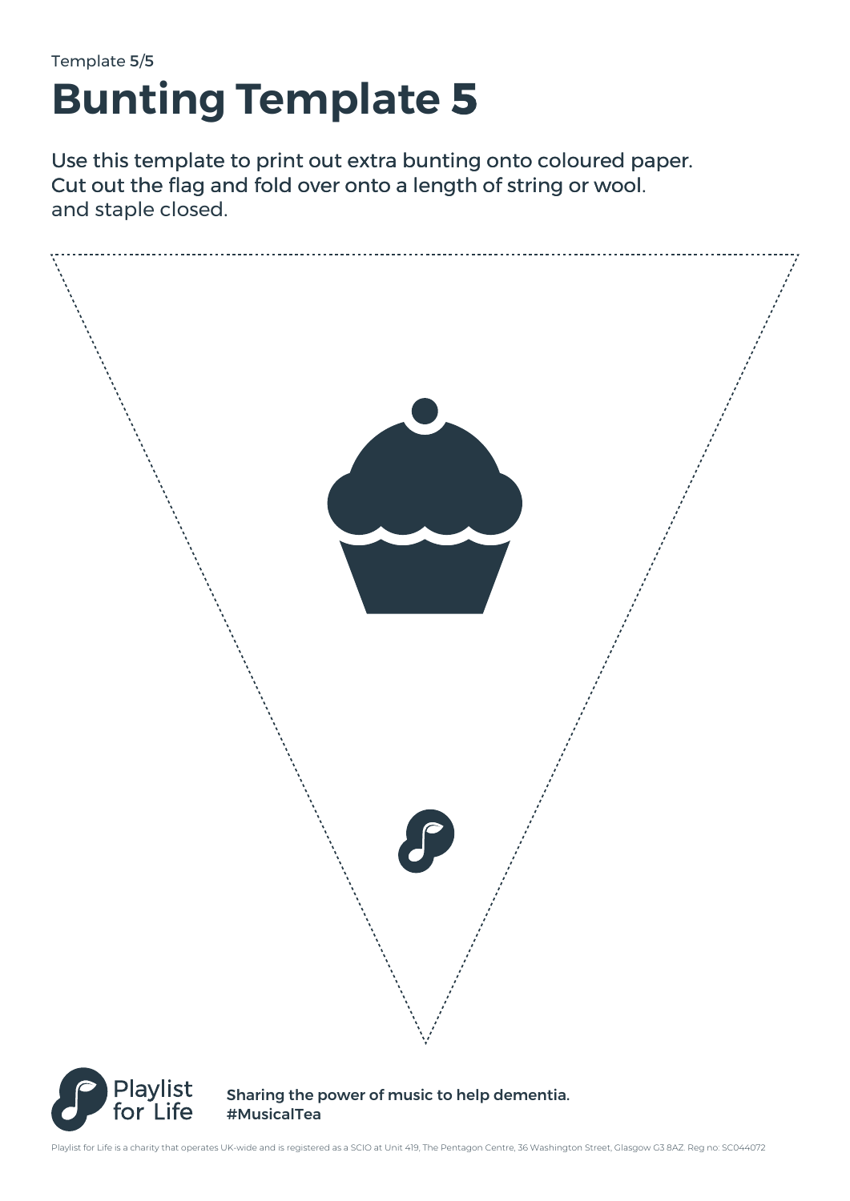Template 5/5

# Bunting Template 5

Use this template to print out extra bunting onto coloured paper.
Cut out the flag and fold over onto a length of string or wool.
and staple closed.

Playlist for Life

**Sharing the power of music to help dementia.**
**#MusicalTea**

Playlist for Life is a charity that operates UK-wide and is registered as a SCIO at Unit 419, The Pentagon Centre, 36 Washington Street, Glasgow G3 8AZ. Reg no: SC044072